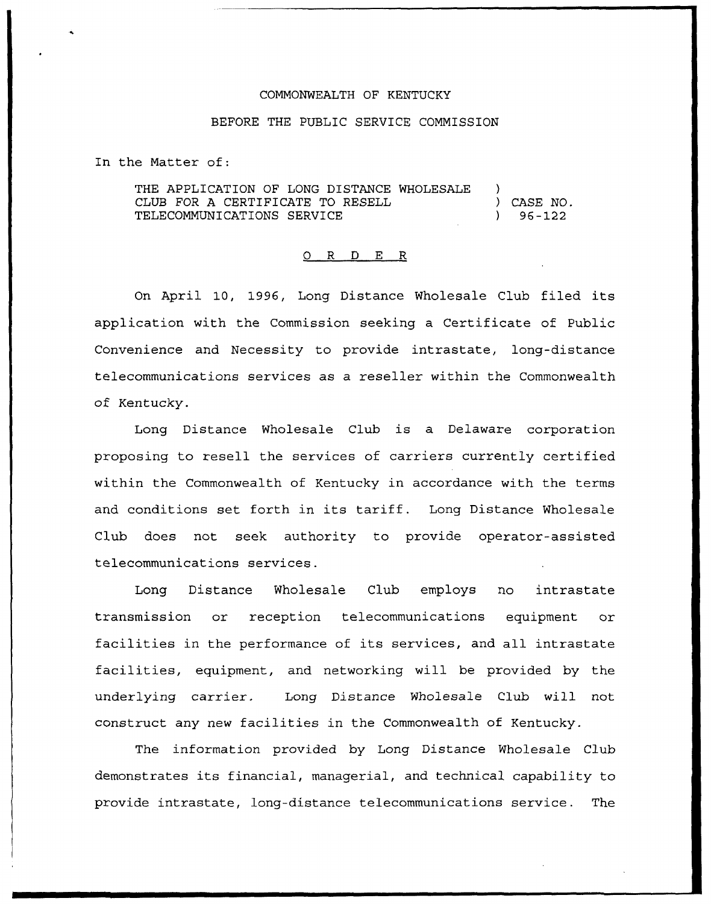COMMONWEALTH OF KENTUCKY

BEFORE THE PUBLIC SERVICE COMMISSION

In the Matter of:

THE APPLICATION OF LONG DISTANCE WHOLESALE CLUB FOR A CERTIFICATE TO RESELL TELECOMMUNICATIONS SERVICE ) CASE NO. 96-122

## O R D E R

On April 10, 1996, Long Distance Wholesale Club filed its application with the Commission seeking a Certificate of Public Convenience and Necessity to provide intrastate, long-distance telecommunications services as a reseller within the Commonwealth of Kentucky.

Long Distance Wholesale Club is a Delaware corporation proposing to resell the services of carriers currently certified within the Commonwealth of Kentucky in accordance with the terms and conditions set forth in its tariff. Long Distance Wholesale Club does not seek authority to provide operator-assisted telecommunications services.

Long Distance Wholesale Club employs no intrastate transmission or reception telecommunications equipment or facilities in the performance of its services, and all intrastate facilities, equipment, and networking will be provided by the underlying carrier. Long Distance Wholesale Club will not construct any new facilities in the Commonwealth of Kentucky.

The information provided by Long Distance Wholesale Club demonstrates its financial, managerial, and technical capability to provide intrastate, long-distance telecommunications service. The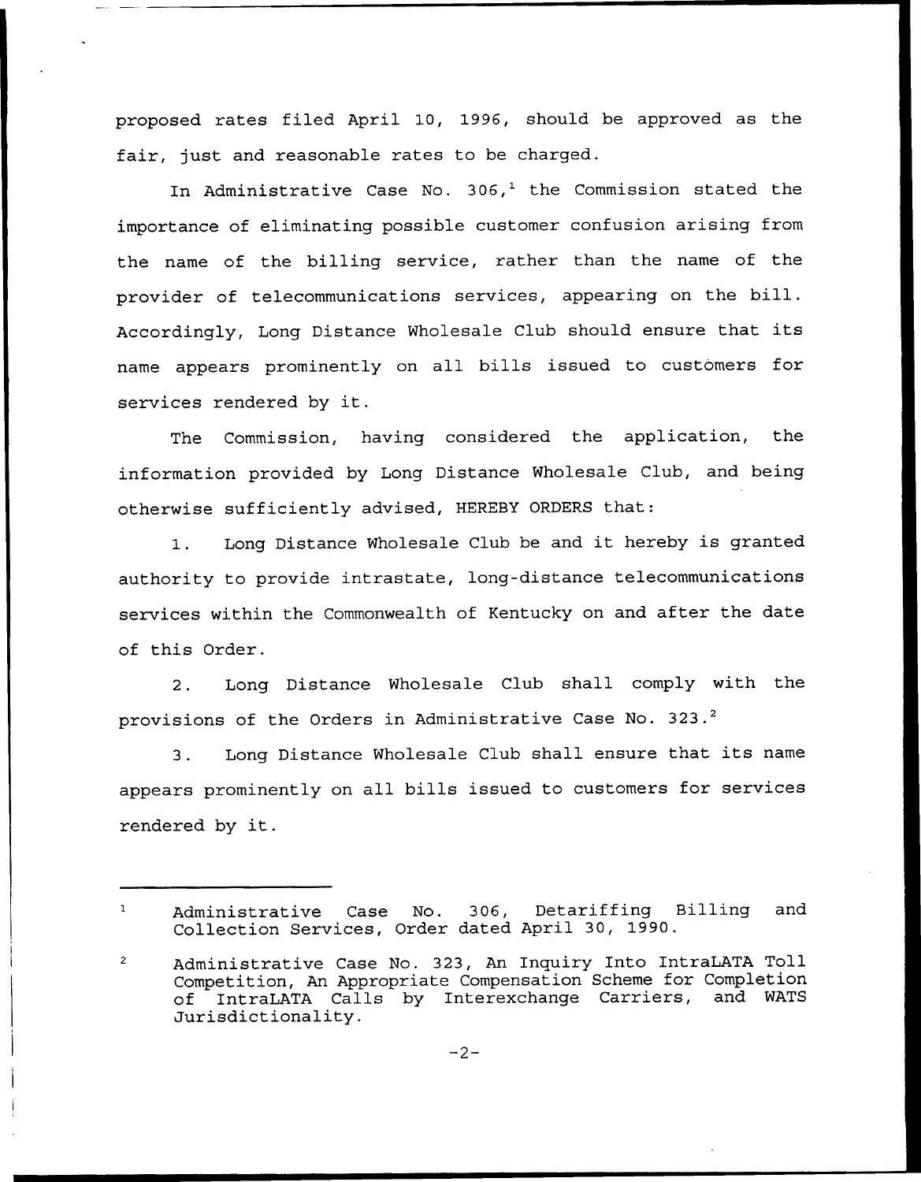proposed rates filed April 10, 1996, should be approved as the fair, just and reasonable rates to be charged.

In Administrative Case No. 306,[1] the Commission stated the importance of eliminating possible customer confusion arising from the name of the billing service, rather than the name of the provider of telecommunications services, appearing on the bill. Accordingly, Long Distance Wholesale Club should ensure that its name appears prominently on all bills issued to customers for services rendered by it.

The Commission, having considered the application, the information provided by Long Distance Wholesale Club, and being otherwise sufficiently advised, HEREBY ORDERS that:

1. Long Distance Wholesale Club be and it hereby is granted authority to provide intrastate, long-distance telecommunications services within the Commonwealth of Kentucky on and after the date of this Order.

2. Long Distance Wholesale Club shall comply with the provisions of the Orders in Administrative Case No. 323.[2]

3. Long Distance Wholesale Club shall ensure that its name appears prominently on all bills issued to customers for services rendered by it.

---

[1] Administrative Case No. 306, Detariffing Billing and Collection Services, Order dated April 30, 1990.

[2] Administrative Case No. 323, An Inquiry Into IntraLATA Toll Competition, An Appropriate Compensation Scheme for Completion of IntraLATA Calls by Interexchange Carriers, and WATS Jurisdictionality.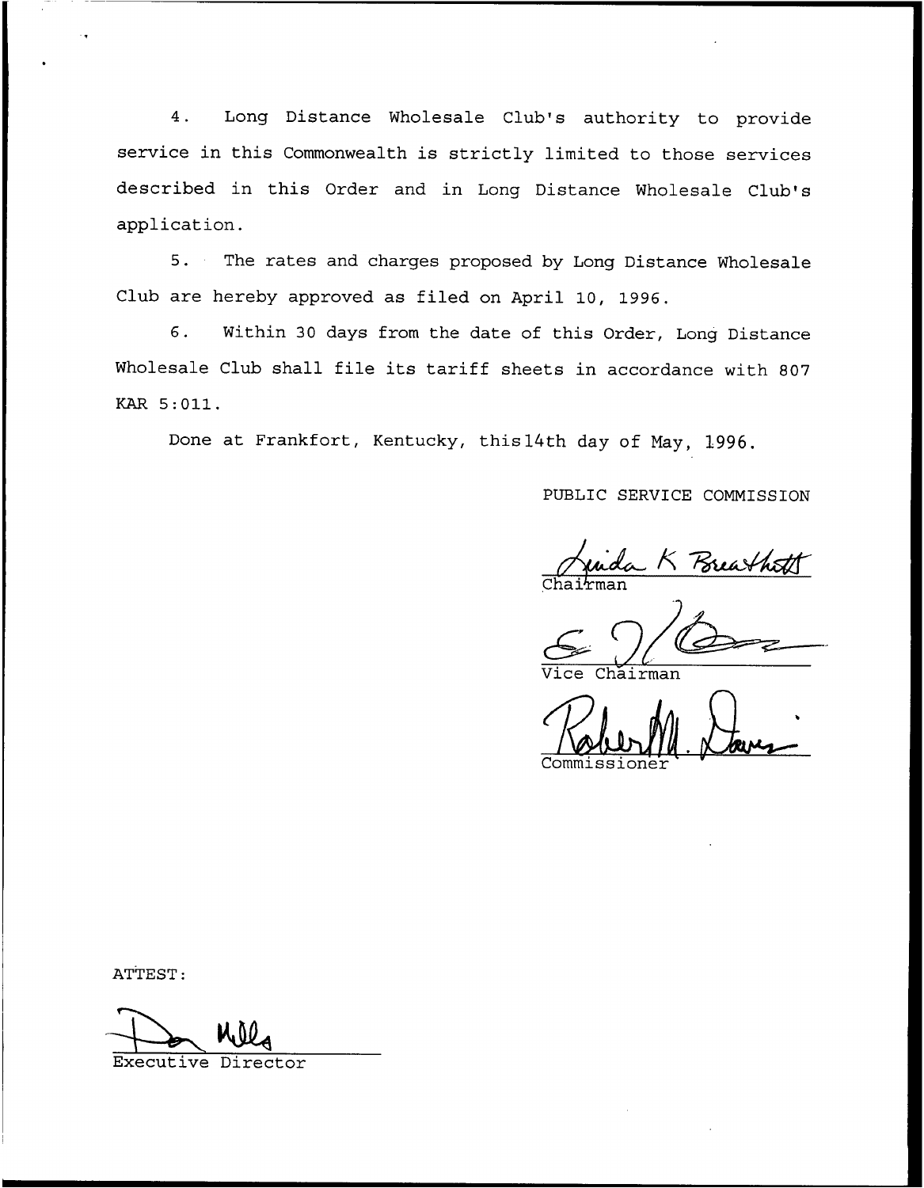4. Long Distance Wholesale Club's authority to provide service in this Commonwealth is strictly limited to those services described in this Order and in Long Distance Wholesale Club's application.

5. The rates and charges proposed by Long Distance Wholesale Club are hereby approved as filed on April 10, 1996.

6. Within 30 days from the date of this Order, Long Distance Wholesale Club shall file its tariff sheets in accordance with 807 KAR 5:011.

Done at Frankfort, Kentucky, this 14th day of May, 1996.

PUBLIC SERVICE COMMISSION

Linda K Breathitt
Chairman

Vice Chairman

Robert M. Davis
Commissioner

ATTEST:

Don Mills
Executive Director